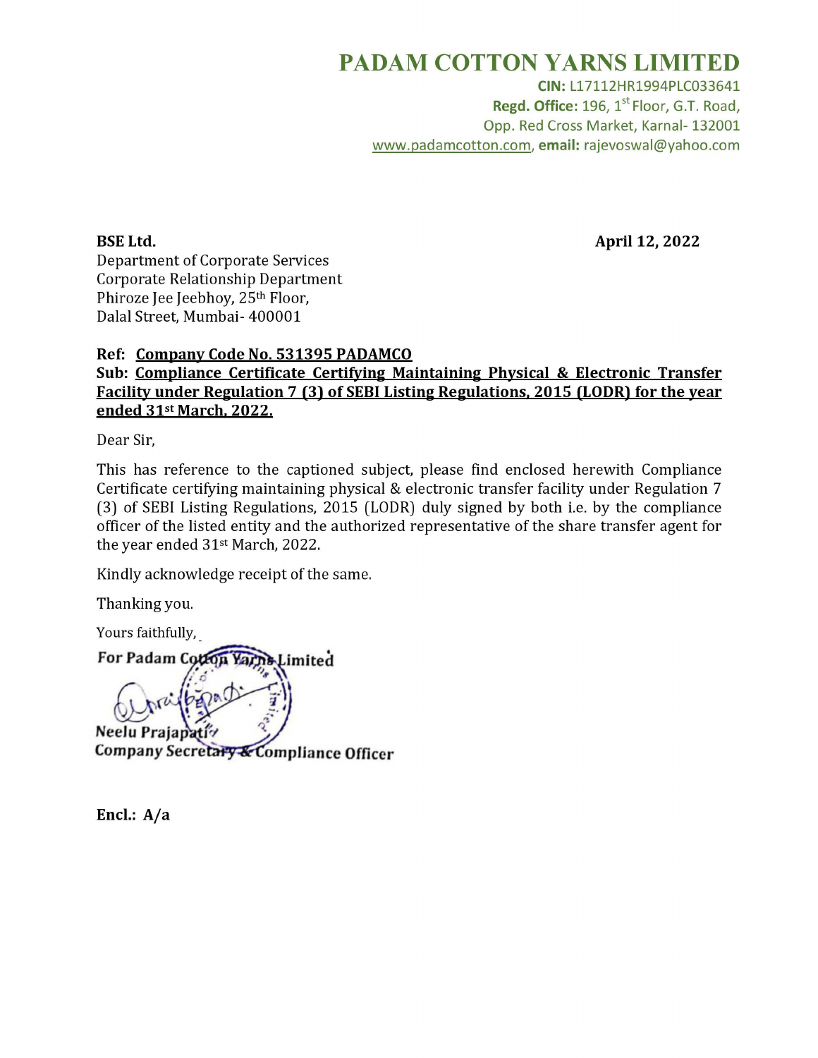# PADAM COTTON YARNS LIMITED

**CIN:** L17112HR1994PLC033641
**Regd. Office:** 196, 1st Floor, G.T. Road,
Opp. Red Cross Market, Karnal- 132001
www.padamcotton.com, **email:** rajevoswal@yahoo.com

**BSE Ltd.**
Department of Corporate Services
Corporate Relationship Department
Phiroze Jee Jeebhoy, 25th Floor,
Dalal Street, Mumbai- 400001

**April 12, 2022**

**Ref: Company Code No. 531395 PADAMCO**
**Sub: Compliance Certificate Certifying Maintaining Physical & Electronic Transfer Facility under Regulation 7 (3) of SEBI Listing Regulations, 2015 (LODR) for the year ended 31st March, 2022.**

Dear Sir,

This has reference to the captioned subject, please find enclosed herewith Compliance Certificate certifying maintaining physical & electronic transfer facility under Regulation 7 (3) of SEBI Listing Regulations, 2015 (LODR) duly signed by both i.e. by the compliance officer of the listed entity and the authorized representative of the share transfer agent for the year ended 31st March, 2022.

Kindly acknowledge receipt of the same.

Thanking you.

Yours faithfully,

**For Padam Cotton Yarns Limited**

**Neelu Prajapati**
**Company Secretary & Compliance Officer**

**Encl.: A/a**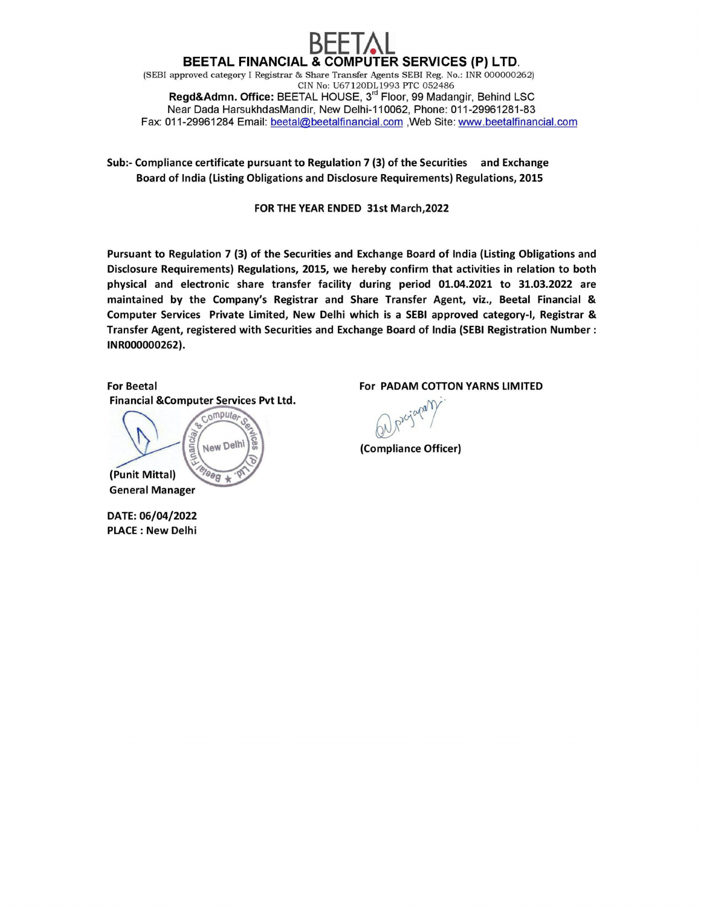# BEETAL

**BEETAL FINANCIAL & COMPUTER SERVICES (P) LTD.**

(SEBI approved category I Registrar & Share Transfer Agents SEBI Reg. No.: INR 000000262)
CIN No: U67120DL1993 PTC 052486

**Regd&Admn. Office:** BEETAL HOUSE, 3rd Floor, 99 Madangir, Behind LSC Near Dada HarsukhdasMandir, New Delhi-110062, Phone: 011-29961281-83 Fax: 011-29961284 Email: beetal@beetalfinancial.com ,Web Site: www.beetalfinancial.com

**Sub:- Compliance certificate pursuant to Regulation 7 (3) of the Securities and Exchange Board of India (Listing Obligations and Disclosure Requirements) Regulations, 2015**

**FOR THE YEAR ENDED 31st March,2022**

**Pursuant to Regulation 7 (3) of the Securities and Exchange Board of India (Listing Obligations and Disclosure Requirements) Regulations, 2015, we hereby confirm that activities in relation to both physical and electronic share transfer facility during period 01.04.2021 to 31.03.2022 are maintained by the Company's Registrar and Share Transfer Agent, viz., Beetal Financial & Computer Services Private Limited, New Delhi which is a SEBI approved category-I, Registrar & Transfer Agent, registered with Securities and Exchange Board of India (SEBI Registration Number : INR000000262).**

**For Beetal Financial &Computer Services Pvt Ltd.**

**(Punit Mittal)**
**General Manager**

**For PADAM COTTON YARNS LIMITED**

**(Compliance Officer)**

**DATE: 06/04/2022**
**PLACE : New Delhi**